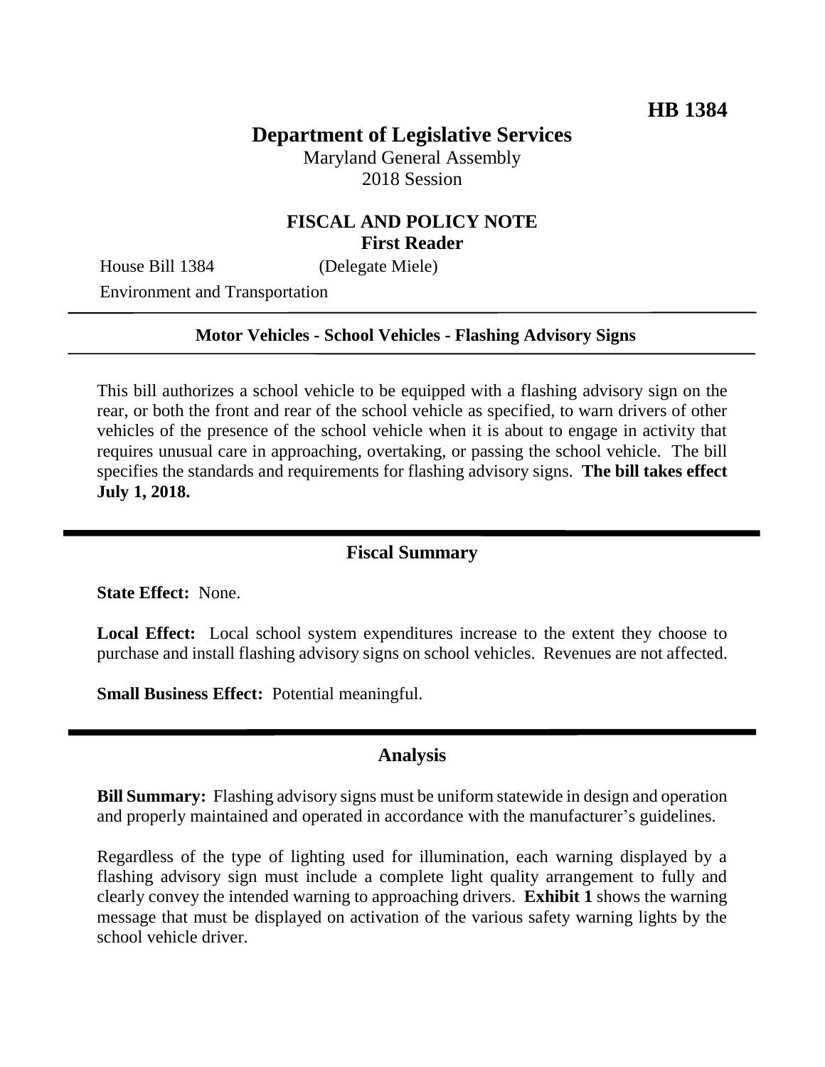**HB 1384**

# Department of Legislative Services

Maryland General Assembly
2018 Session

## FISCAL AND POLICY NOTE
**First Reader**

House Bill 1384 (Delegate Miele)
Environment and Transportation

**Motor Vehicles - School Vehicles - Flashing Advisory Signs**

This bill authorizes a school vehicle to be equipped with a flashing advisory sign on the rear, or both the front and rear of the school vehicle as specified, to warn drivers of other vehicles of the presence of the school vehicle when it is about to engage in activity that requires unusual care in approaching, overtaking, or passing the school vehicle. The bill specifies the standards and requirements for flashing advisory signs. **The bill takes effect July 1, 2018.**

## Fiscal Summary

**State Effect:** None.

**Local Effect:** Local school system expenditures increase to the extent they choose to purchase and install flashing advisory signs on school vehicles. Revenues are not affected.

**Small Business Effect:** Potential meaningful.

## Analysis

**Bill Summary:** Flashing advisory signs must be uniform statewide in design and operation and properly maintained and operated in accordance with the manufacturer's guidelines.

Regardless of the type of lighting used for illumination, each warning displayed by a flashing advisory sign must include a complete light quality arrangement to fully and clearly convey the intended warning to approaching drivers. **Exhibit 1** shows the warning message that must be displayed on activation of the various safety warning lights by the school vehicle driver.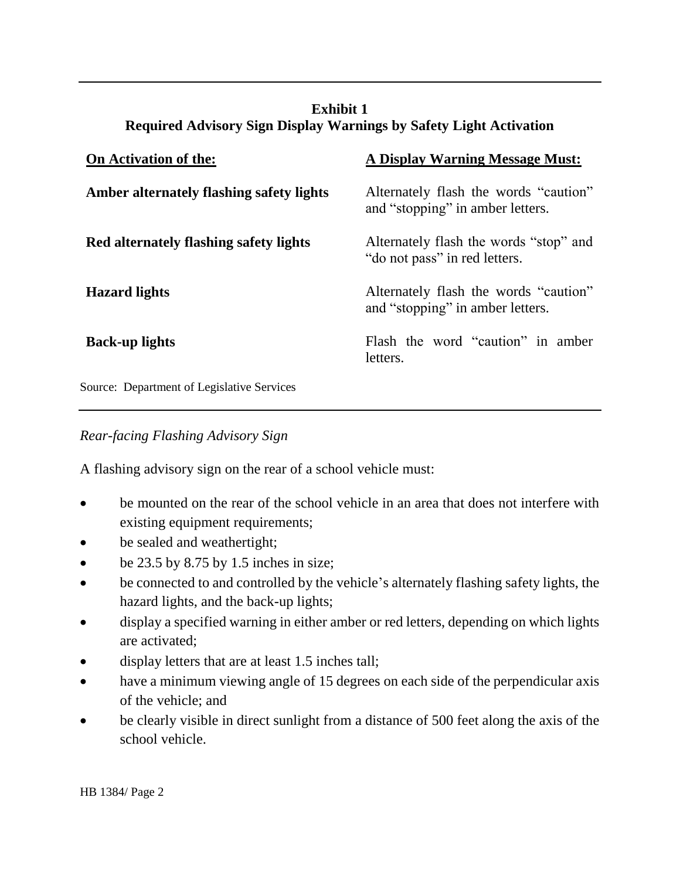**Exhibit 1**
**Required Advisory Sign Display Warnings by Safety Light Activation**

| On Activation of the: | A Display Warning Message Must: |
| --- | --- |
| **Amber alternately flashing safety lights** | Alternately flash the words "caution" and "stopping" in amber letters. |
| **Red alternately flashing safety lights** | Alternately flash the words "stop" and "do not pass" in red letters. |
| **Hazard lights** | Alternately flash the words "caution" and "stopping" in amber letters. |
| **Back-up lights** | Flash the word "caution" in amber letters. |

Source: Department of Legislative Services

*Rear-facing Flashing Advisory Sign*

A flashing advisory sign on the rear of a school vehicle must:

- be mounted on the rear of the school vehicle in an area that does not interfere with existing equipment requirements;
- be sealed and weathertight;
- be 23.5 by 8.75 by 1.5 inches in size;
- be connected to and controlled by the vehicle's alternately flashing safety lights, the hazard lights, and the back-up lights;
- display a specified warning in either amber or red letters, depending on which lights are activated;
- display letters that are at least 1.5 inches tall;
- have a minimum viewing angle of 15 degrees on each side of the perpendicular axis of the vehicle; and
- be clearly visible in direct sunlight from a distance of 500 feet along the axis of the school vehicle.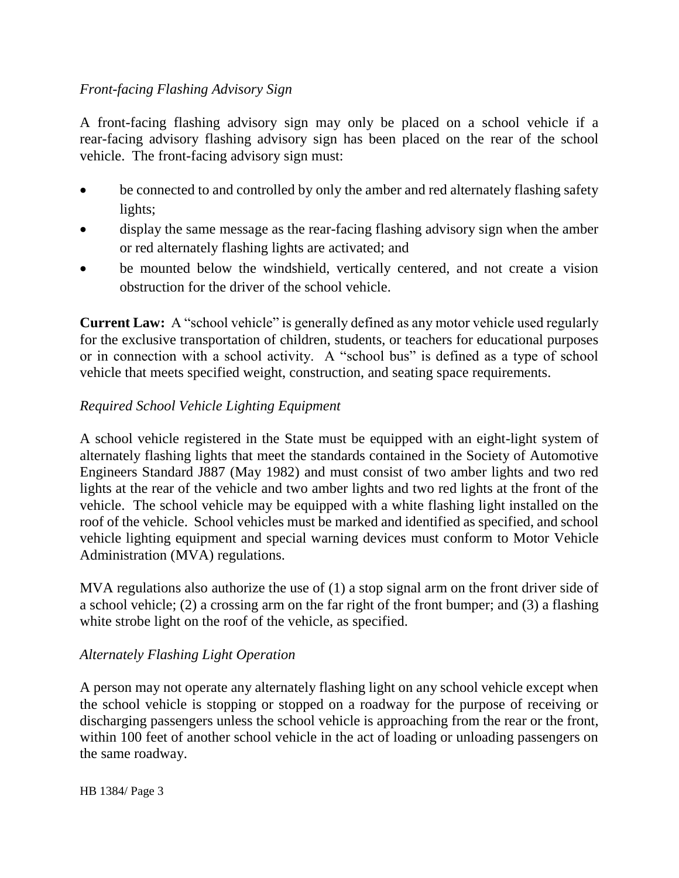*Front-facing Flashing Advisory Sign*

A front-facing flashing advisory sign may only be placed on a school vehicle if a rear-facing advisory flashing advisory sign has been placed on the rear of the school vehicle. The front-facing advisory sign must:

- be connected to and controlled by only the amber and red alternately flashing safety lights;
- display the same message as the rear-facing flashing advisory sign when the amber or red alternately flashing lights are activated; and
- be mounted below the windshield, vertically centered, and not create a vision obstruction for the driver of the school vehicle.

**Current Law:** A "school vehicle" is generally defined as any motor vehicle used regularly for the exclusive transportation of children, students, or teachers for educational purposes or in connection with a school activity. A "school bus" is defined as a type of school vehicle that meets specified weight, construction, and seating space requirements.

*Required School Vehicle Lighting Equipment*

A school vehicle registered in the State must be equipped with an eight-light system of alternately flashing lights that meet the standards contained in the Society of Automotive Engineers Standard J887 (May 1982) and must consist of two amber lights and two red lights at the rear of the vehicle and two amber lights and two red lights at the front of the vehicle. The school vehicle may be equipped with a white flashing light installed on the roof of the vehicle. School vehicles must be marked and identified as specified, and school vehicle lighting equipment and special warning devices must conform to Motor Vehicle Administration (MVA) regulations.

MVA regulations also authorize the use of (1) a stop signal arm on the front driver side of a school vehicle; (2) a crossing arm on the far right of the front bumper; and (3) a flashing white strobe light on the roof of the vehicle, as specified.

*Alternately Flashing Light Operation*

A person may not operate any alternately flashing light on any school vehicle except when the school vehicle is stopping or stopped on a roadway for the purpose of receiving or discharging passengers unless the school vehicle is approaching from the rear or the front, within 100 feet of another school vehicle in the act of loading or unloading passengers on the same roadway.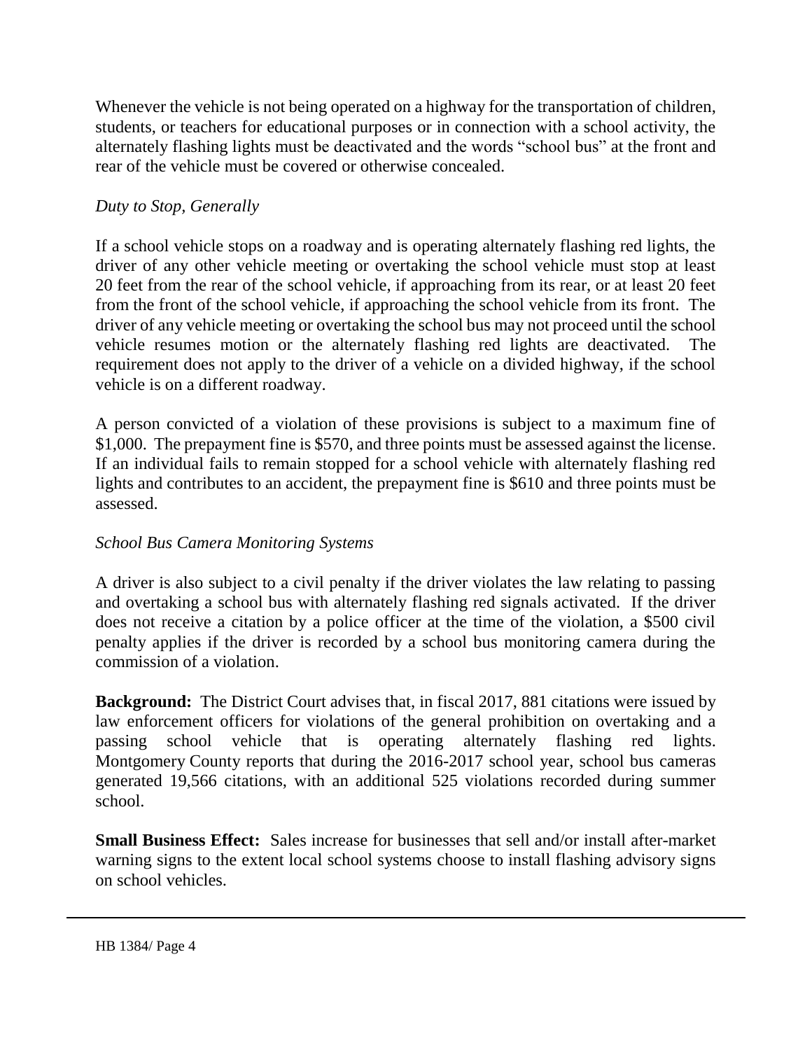Whenever the vehicle is not being operated on a highway for the transportation of children, students, or teachers for educational purposes or in connection with a school activity, the alternately flashing lights must be deactivated and the words "school bus" at the front and rear of the vehicle must be covered or otherwise concealed.

*Duty to Stop, Generally*

If a school vehicle stops on a roadway and is operating alternately flashing red lights, the driver of any other vehicle meeting or overtaking the school vehicle must stop at least 20 feet from the rear of the school vehicle, if approaching from its rear, or at least 20 feet from the front of the school vehicle, if approaching the school vehicle from its front. The driver of any vehicle meeting or overtaking the school bus may not proceed until the school vehicle resumes motion or the alternately flashing red lights are deactivated. The requirement does not apply to the driver of a vehicle on a divided highway, if the school vehicle is on a different roadway.

A person convicted of a violation of these provisions is subject to a maximum fine of $1,000. The prepayment fine is $570, and three points must be assessed against the license. If an individual fails to remain stopped for a school vehicle with alternately flashing red lights and contributes to an accident, the prepayment fine is $610 and three points must be assessed.

*School Bus Camera Monitoring Systems*

A driver is also subject to a civil penalty if the driver violates the law relating to passing and overtaking a school bus with alternately flashing red signals activated. If the driver does not receive a citation by a police officer at the time of the violation, a $500 civil penalty applies if the driver is recorded by a school bus monitoring camera during the commission of a violation.

**Background:** The District Court advises that, in fiscal 2017, 881 citations were issued by law enforcement officers for violations of the general prohibition on overtaking and a passing school vehicle that is operating alternately flashing red lights. Montgomery County reports that during the 2016-2017 school year, school bus cameras generated 19,566 citations, with an additional 525 violations recorded during summer school.

**Small Business Effect:** Sales increase for businesses that sell and/or install after-market warning signs to the extent local school systems choose to install flashing advisory signs on school vehicles.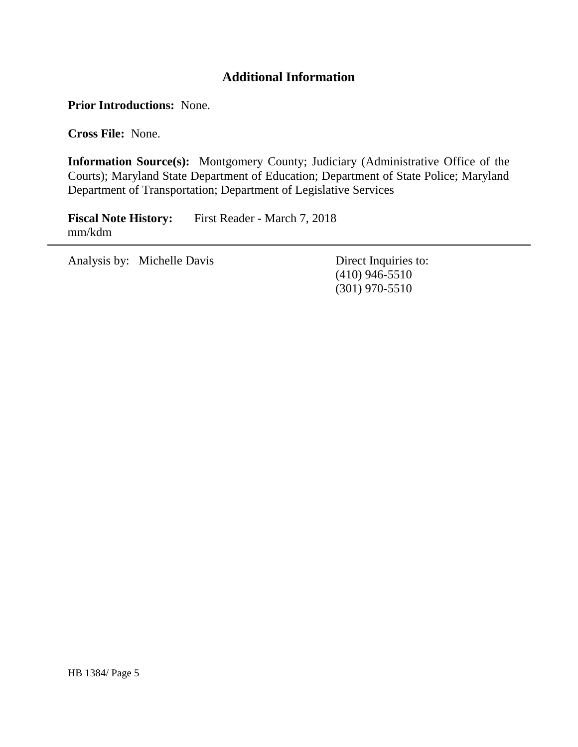## Additional Information

**Prior Introductions:** None.

**Cross File:** None.

**Information Source(s):** Montgomery County; Judiciary (Administrative Office of the Courts); Maryland State Department of Education; Department of State Police; Maryland Department of Transportation; Department of Legislative Services

**Fiscal Note History:** First Reader - March 7, 2018
mm/kdm

---

Analysis by: Michelle Davis

Direct Inquiries to:
(410) 946-5510
(301) 970-5510